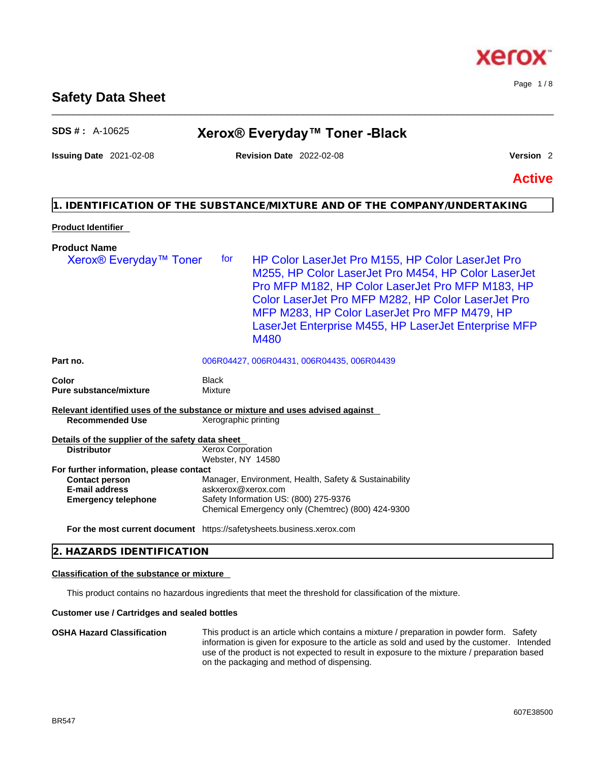# Safety Data Sheet

**SDS # :** A-10625

## Xerox® Everyday™ Toner -Black

**Issuing Date** 2021-02-08 **Revision Date** 2022-02-08 **Version** 2

**Active**

## 1. IDENTIFICATION OF THE SUBSTANCE/MIXTURE AND OF THE COMPANY/UNDERTAKING

**Product Identifier**

**Product Name**

Xerox® Everyday™ Toner for HP Color LaserJet Pro M155, HP Color LaserJet Pro M255, HP Color LaserJet Pro M454, HP Color LaserJet Pro MFP M182, HP Color LaserJet Pro MFP M183, HP Color LaserJet Pro MFP M282, HP Color LaserJet Pro MFP M283, HP Color LaserJet Pro MFP M479, HP LaserJet Enterprise M455, HP LaserJet Enterprise MFP M480

**Part no.** 006R04427, 006R04431, 006R04435, 006R04439

**Color** Black
**Pure substance/mixture** Mixture

**Relevant identified uses of the substance or mixture and uses advised against**
**Recommended Use** Xerographic printing

**Details of the supplier of the safety data sheet**
**Distributor** Xerox Corporation
Webster, NY 14580

**For further information, please contact**
**Contact person** Manager, Environment, Health, Safety & Sustainability
**E-mail address** askxerox@xerox.com
**Emergency telephone** Safety Information US: (800) 275-9376
Chemical Emergency only (Chemtrec) (800) 424-9300

**For the most current document** https://safetysheets.business.xerox.com

## 2. HAZARDS IDENTIFICATION

**Classification of the substance or mixture**

This product contains no hazardous ingredients that meet the threshold for classification of the mixture.

**Customer use / Cartridges and sealed bottles**

**OSHA Hazard Classification** This product is an article which contains a mixture / preparation in powder form. Safety information is given for exposure to the article as sold and used by the customer. Intended use of the product is not expected to result in exposure to the mixture / preparation based on the packaging and method of dispensing.

BR547 607E38500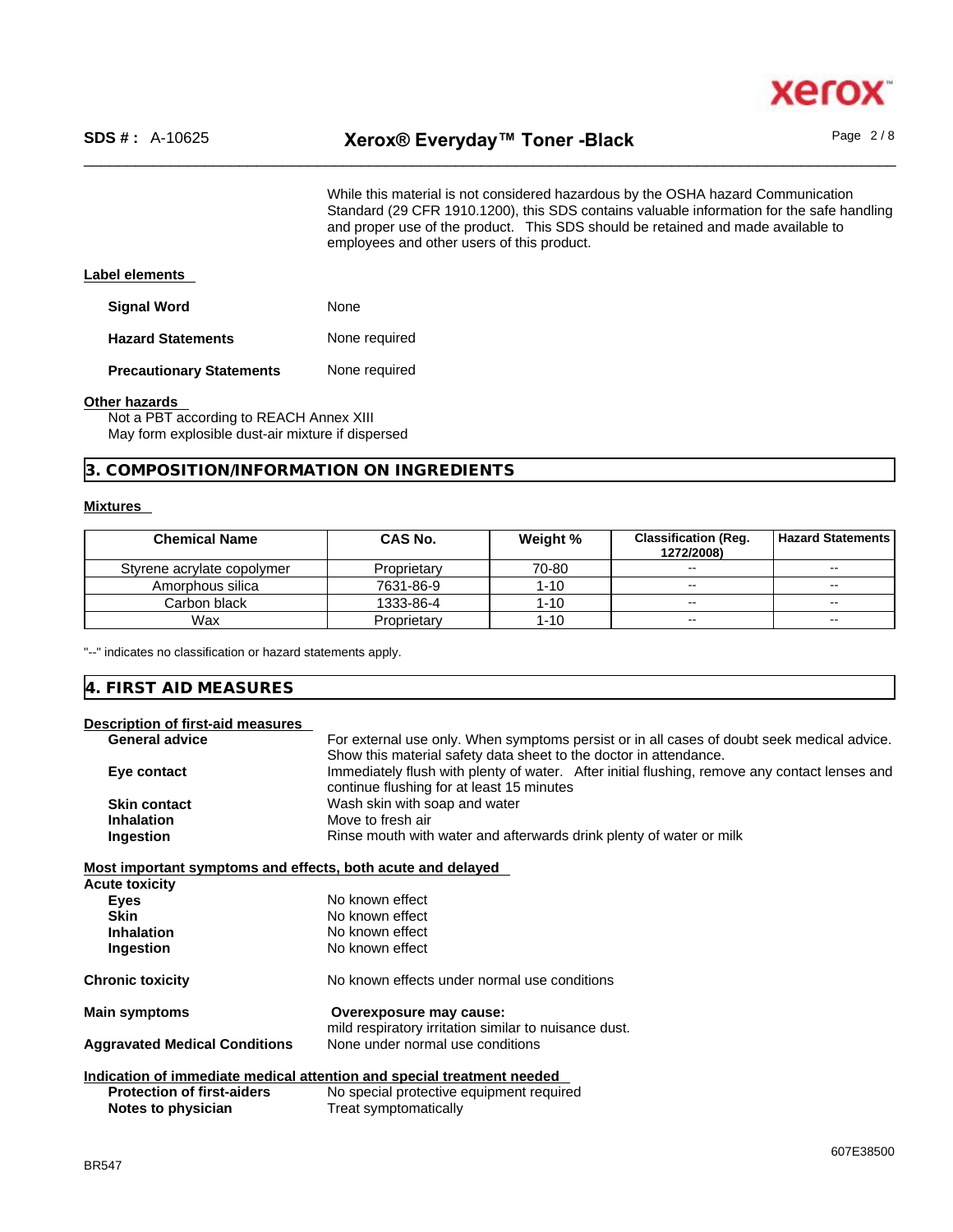While this material is not considered hazardous by the OSHA hazard Communication Standard (29 CFR 1910.1200), this SDS contains valuable information for the safe handling and proper use of the product. This SDS should be retained and made available to employees and other users of this product.

**Label elements**

**Signal Word** None

**Hazard Statements** None required

**Precautionary Statements** None required

**Other hazards**

Not a PBT according to REACH Annex XIII
May form explosible dust-air mixture if dispersed

## 3. COMPOSITION/INFORMATION ON INGREDIENTS

**Mixtures**

| Chemical Name | CAS No. | Weight % | Classification (Reg. 1272/2008) | Hazard Statements |
|---|---|---|---|---|
| Styrene acrylate copolymer | Proprietary | 70-80 | -- | -- |
| Amorphous silica | 7631-86-9 | 1-10 | -- | -- |
| Carbon black | 1333-86-4 | 1-10 | -- | -- |
| Wax | Proprietary | 1-10 | -- | -- |

"--" indicates no classification or hazard statements apply.

## 4. FIRST AID MEASURES

**Description of first-aid measures**

**General advice** For external use only. When symptoms persist or in all cases of doubt seek medical advice. Show this material safety data sheet to the doctor in attendance.

**Eye contact** Immediately flush with plenty of water. After initial flushing, remove any contact lenses and continue flushing for at least 15 minutes

**Skin contact** Wash skin with soap and water

**Inhalation** Move to fresh air

**Ingestion** Rinse mouth with water and afterwards drink plenty of water or milk

**Most important symptoms and effects, both acute and delayed**

**Acute toxicity**

**Eyes** No known effect

**Skin** No known effect

**Inhalation** No known effect

**Ingestion** No known effect

**Chronic toxicity** No known effects under normal use conditions

**Main symptoms** **Overexposure may cause:**
mild respiratory irritation similar to nuisance dust.

**Aggravated Medical Conditions** None under normal use conditions

**Indication of immediate medical attention and special treatment needed**

**Protection of first-aiders** No special protective equipment required

**Notes to physician** Treat symptomatically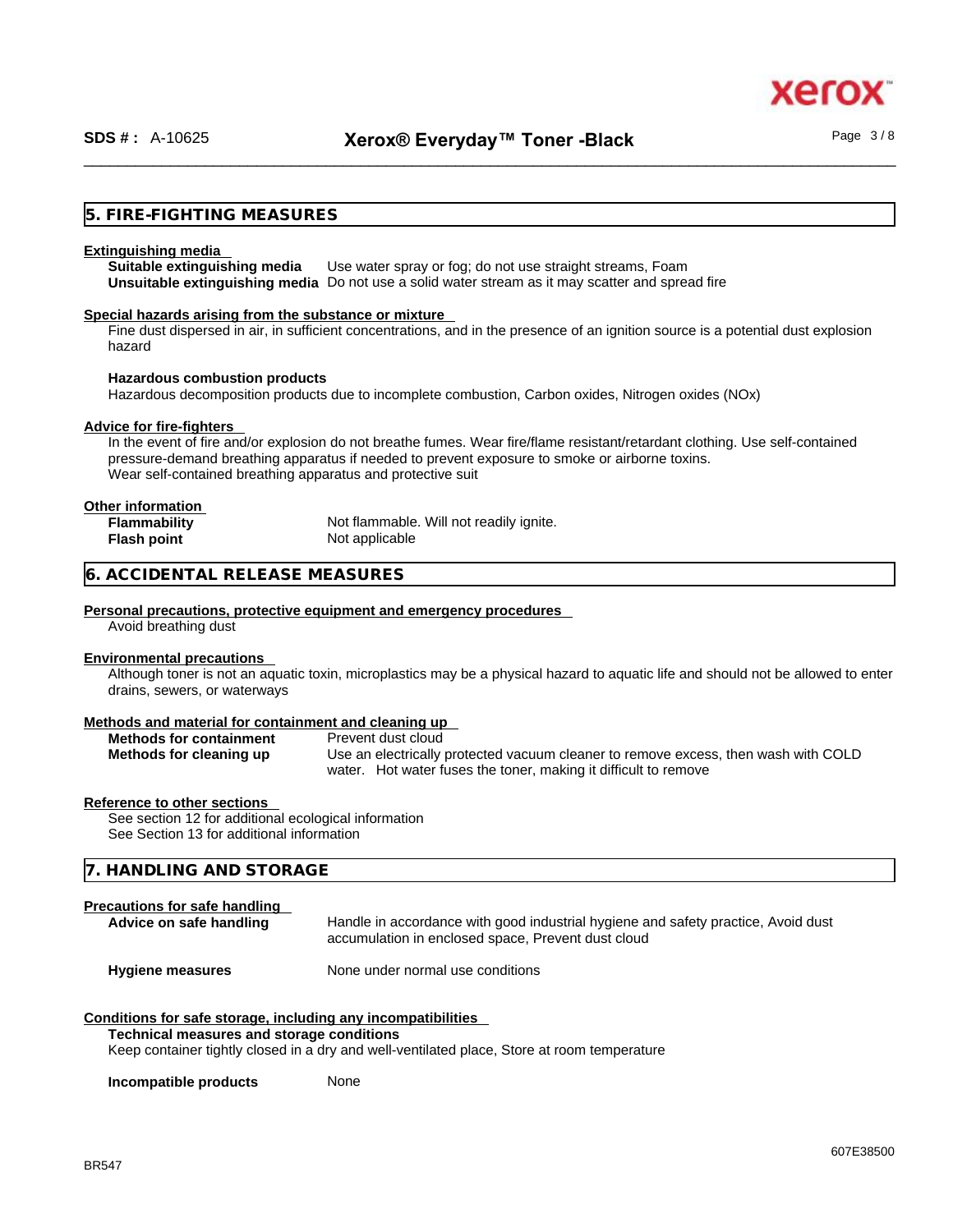## 5. FIRE-FIGHTING MEASURES

**Extinguishing media**

| | |
|---|---|
| **Suitable extinguishing media** | Use water spray or fog; do not use straight streams, Foam |
| **Unsuitable extinguishing media** | Do not use a solid water stream as it may scatter and spread fire |

**Special hazards arising from the substance or mixture**

Fine dust dispersed in air, in sufficient concentrations, and in the presence of an ignition source is a potential dust explosion hazard

**Hazardous combustion products**

Hazardous decomposition products due to incomplete combustion, Carbon oxides, Nitrogen oxides (NOx)

**Advice for fire-fighters**

In the event of fire and/or explosion do not breathe fumes. Wear fire/flame resistant/retardant clothing. Use self-contained pressure-demand breathing apparatus if needed to prevent exposure to smoke or airborne toxins.
Wear self-contained breathing apparatus and protective suit

**Other information**

| | |
|---|---|
| **Flammability** | Not flammable. Will not readily ignite. |
| **Flash point** | Not applicable |

## 6. ACCIDENTAL RELEASE MEASURES

**Personal precautions, protective equipment and emergency procedures**

Avoid breathing dust

**Environmental precautions**

Although toner is not an aquatic toxin, microplastics may be a physical hazard to aquatic life and should not be allowed to enter drains, sewers, or waterways

**Methods and material for containment and cleaning up**

| | |
|---|---|
| **Methods for containment** | Prevent dust cloud |
| **Methods for cleaning up** | Use an electrically protected vacuum cleaner to remove excess, then wash with COLD water. Hot water fuses the toner, making it difficult to remove |

**Reference to other sections**

See section 12 for additional ecological information
See Section 13 for additional information

## 7. HANDLING AND STORAGE

**Precautions for safe handling**

| | |
|---|---|
| **Advice on safe handling** | Handle in accordance with good industrial hygiene and safety practice, Avoid dust accumulation in enclosed space, Prevent dust cloud |
| **Hygiene measures** | None under normal use conditions |

**Conditions for safe storage, including any incompatibilities**

**Technical measures and storage conditions**

Keep container tightly closed in a dry and well-ventilated place, Store at room temperature

**Incompatible products** None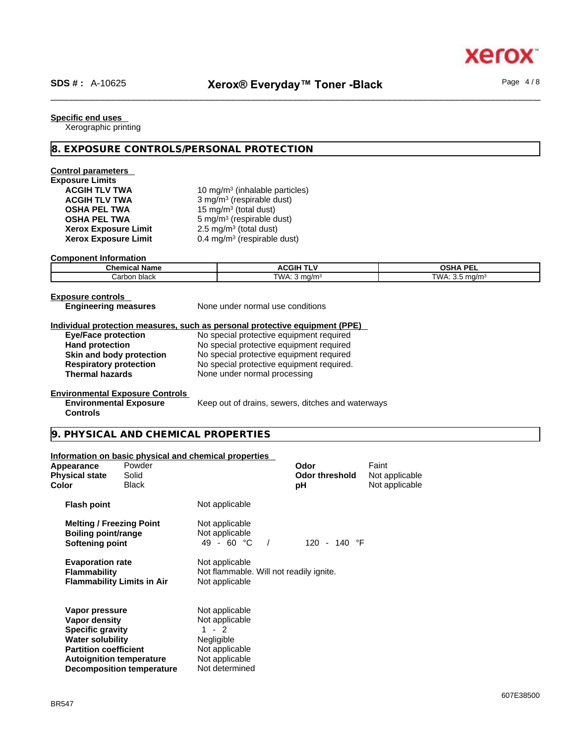**Specific end uses**
Xerographic printing

## 8. EXPOSURE CONTROLS/PERSONAL PROTECTION

**Control parameters**
**Exposure Limits**

| | |
|---|---|
| **ACGIH TLV TWA** | 10 mg/m³ (inhalable particles) |
| **ACGIH TLV TWA** | 3 mg/m³ (respirable dust) |
| **OSHA PEL TWA** | 15 mg/m³ (total dust) |
| **OSHA PEL TWA** | 5 mg/m³ (respirable dust) |
| **Xerox Exposure Limit** | 2.5 mg/m³ (total dust) |
| **Xerox Exposure Limit** | 0.4 mg/m³ (respirable dust) |

**Component Information**

| Chemical Name | ACGIH TLV | OSHA PEL |
|---|---|---|
| Carbon black | TWA: 3 mg/m³ | TWA: 3.5 mg/m³ |

**Exposure controls**
**Engineering measures** None under normal use conditions

**Individual protection measures, such as personal protective equipment (PPE)**

| | |
|---|---|
| **Eye/Face protection** | No special protective equipment required |
| **Hand protection** | No special protective equipment required |
| **Skin and body protection** | No special protective equipment required |
| **Respiratory protection** | No special protective equipment required. |
| **Thermal hazards** | None under normal processing |

**Environmental Exposure Controls**
**Environmental Exposure Controls** Keep out of drains, sewers, ditches and waterways

## 9. PHYSICAL AND CHEMICAL PROPERTIES

**Information on basic physical and chemical properties**

| | | | |
|---|---|---|---|
| **Appearance** | Powder | **Odor** | Faint |
| **Physical state** | Solid | **Odor threshold** | Not applicable |
| **Color** | Black | **pH** | Not applicable |

| | |
|---|---|
| **Flash point** | Not applicable |
| **Melting / Freezing Point** | Not applicable |
| **Boiling point/range** | Not applicable |
| **Softening point** | 49 - 60 °C / 120 - 140 °F |
| **Evaporation rate** | Not applicable |
| **Flammability** | Not flammable. Will not readily ignite. |
| **Flammability Limits in Air** | Not applicable |
| **Vapor pressure** | Not applicable |
| **Vapor density** | Not applicable |
| **Specific gravity** | 1 - 2 |
| **Water solubility** | Negligible |
| **Partition coefficient** | Not applicable |
| **Autoignition temperature** | Not applicable |
| **Decomposition temperature** | Not determined |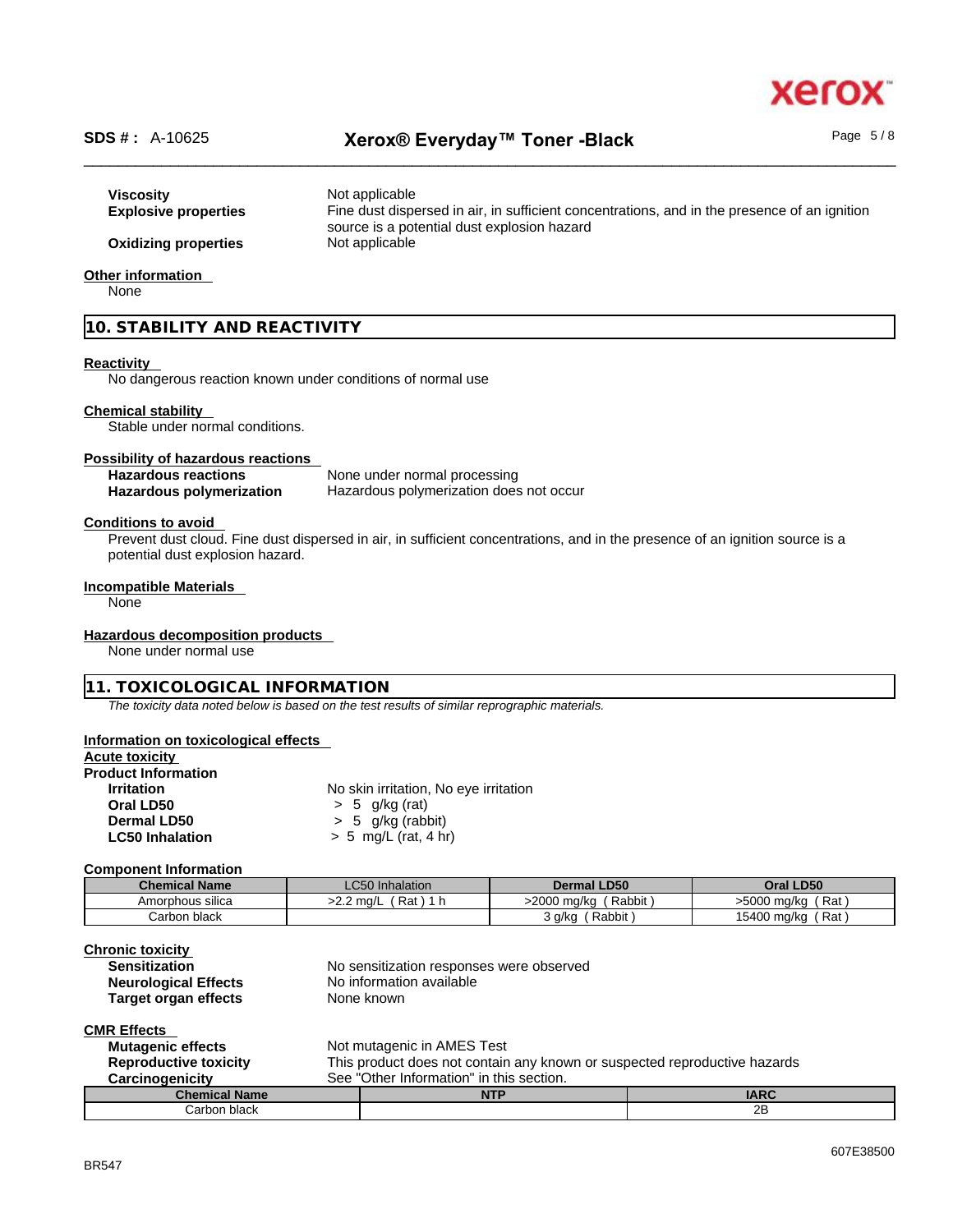**Viscosity** Not applicable

**Explosive properties** Fine dust dispersed in air, in sufficient concentrations, and in the presence of an ignition source is a potential dust explosion hazard

**Oxidizing properties** Not applicable

**Other information**

None

## 10. STABILITY AND REACTIVITY

**Reactivity**

No dangerous reaction known under conditions of normal use

**Chemical stability**

Stable under normal conditions.

**Possibility of hazardous reactions**

**Hazardous reactions** None under normal processing

**Hazardous polymerization** Hazardous polymerization does not occur

**Conditions to avoid**

Prevent dust cloud. Fine dust dispersed in air, in sufficient concentrations, and in the presence of an ignition source is a potential dust explosion hazard.

**Incompatible Materials**

None

**Hazardous decomposition products**

None under normal use

## 11. TOXICOLOGICAL INFORMATION

*The toxicity data noted below is based on the test results of similar reprographic materials.*

**Information on toxicological effects**

**Acute toxicity**

**Product Information**

**Irritation** No skin irritation, No eye irritation

**Oral LD50** > 5 g/kg (rat)

**Dermal LD50** > 5 g/kg (rabbit)

**LC50 Inhalation** > 5 mg/L (rat, 4 hr)

**Component Information**

| Chemical Name | LC50 Inhalation | Dermal LD50 | Oral LD50 |
|---|---|---|---|
| Amorphous silica | >2.2 mg/L ( Rat ) 1 h | >2000 mg/kg ( Rabbit ) | >5000 mg/kg ( Rat ) |
| Carbon black | | 3 g/kg ( Rabbit ) | 15400 mg/kg ( Rat ) |

**Chronic toxicity**

**Sensitization** No sensitization responses were observed

**Neurological Effects** No information available

**Target organ effects** None known

**CMR Effects**

**Mutagenic effects** Not mutagenic in AMES Test

**Reproductive toxicity** This product does not contain any known or suspected reproductive hazards

**Carcinogenicity** See "Other Information" in this section.

| Chemical Name | NTP | IARC |
|---|---|---|
| Carbon black | | 2B |

607E38500

BR547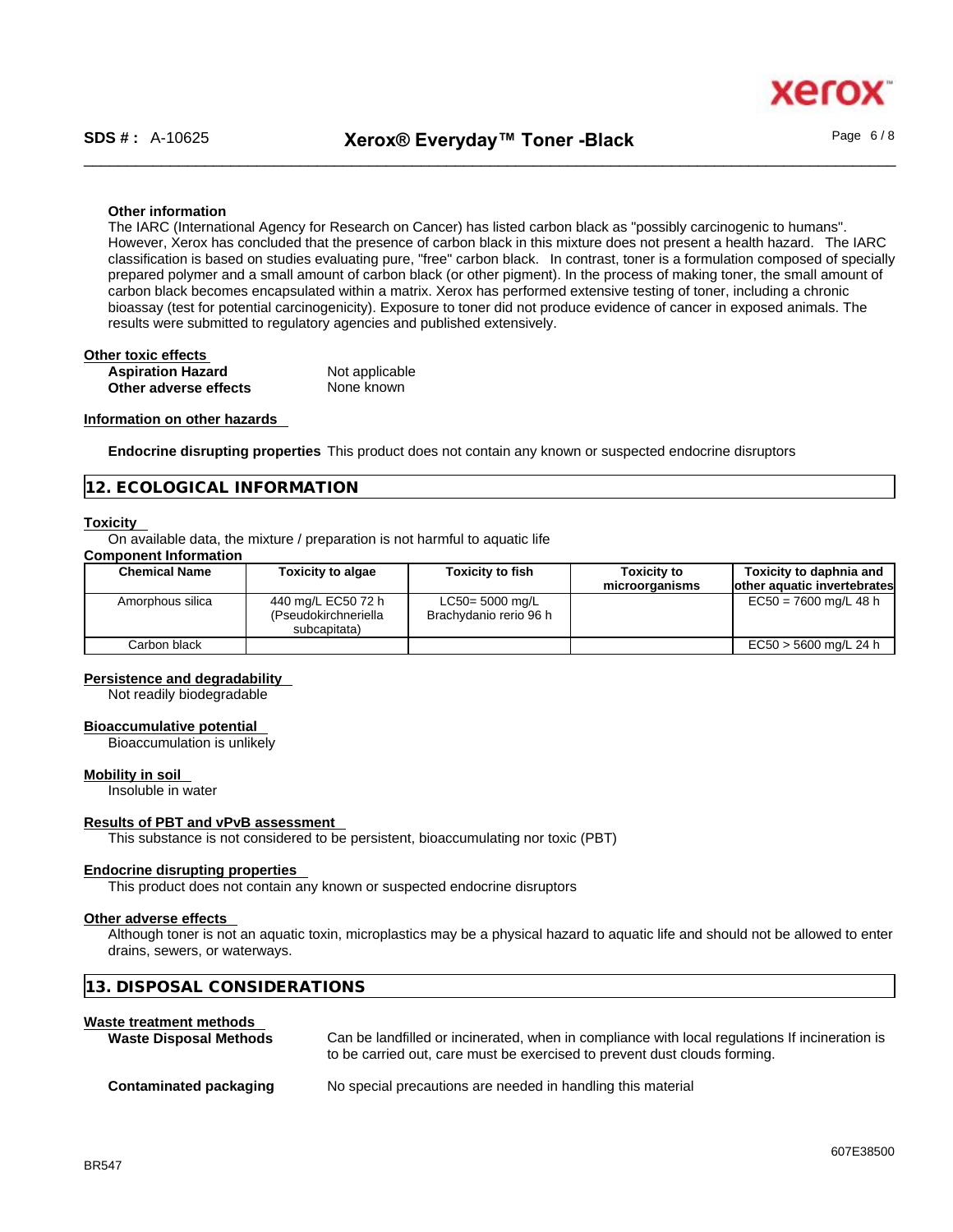**Other information**

The IARC (International Agency for Research on Cancer) has listed carbon black as "possibly carcinogenic to humans". However, Xerox has concluded that the presence of carbon black in this mixture does not present a health hazard. The IARC classification is based on studies evaluating pure, "free" carbon black. In contrast, toner is a formulation composed of specially prepared polymer and a small amount of carbon black (or other pigment). In the process of making toner, the small amount of carbon black becomes encapsulated within a matrix. Xerox has performed extensive testing of toner, including a chronic bioassay (test for potential carcinogenicity). Exposure to toner did not produce evidence of cancer in exposed animals. The results were submitted to regulatory agencies and published extensively.

**Other toxic effects**

| | |
|---|---|
| **Aspiration Hazard** | Not applicable |
| **Other adverse effects** | None known |

**Information on other hazards**

**Endocrine disrupting properties** This product does not contain any known or suspected endocrine disruptors

## 12. ECOLOGICAL INFORMATION

**Toxicity**

On available data, the mixture / preparation is not harmful to aquatic life

**Component Information**

| Chemical Name | Toxicity to algae | Toxicity to fish | Toxicity to microorganisms | Toxicity to daphnia and other aquatic invertebrates |
|---|---|---|---|---|
| Amorphous silica | 440 mg/L EC50 72 h (Pseudokirchneriella subcapitata) | LC50= 5000 mg/L Brachydanio rerio 96 h | | EC50 = 7600 mg/L 48 h |
| Carbon black | | | | EC50 > 5600 mg/L 24 h |

**Persistence and degradability**

Not readily biodegradable

**Bioaccumulative potential**

Bioaccumulation is unlikely

**Mobility in soil**

Insoluble in water

**Results of PBT and vPvB assessment**

This substance is not considered to be persistent, bioaccumulating nor toxic (PBT)

**Endocrine disrupting properties**

This product does not contain any known or suspected endocrine disruptors

**Other adverse effects**

Although toner is not an aquatic toxin, microplastics may be a physical hazard to aquatic life and should not be allowed to enter drains, sewers, or waterways.

## 13. DISPOSAL CONSIDERATIONS

**Waste treatment methods**

| | |
|---|---|
| **Waste Disposal Methods** | Can be landfilled or incinerated, when in compliance with local regulations If incineration is to be carried out, care must be exercised to prevent dust clouds forming. |
| **Contaminated packaging** | No special precautions are needed in handling this material |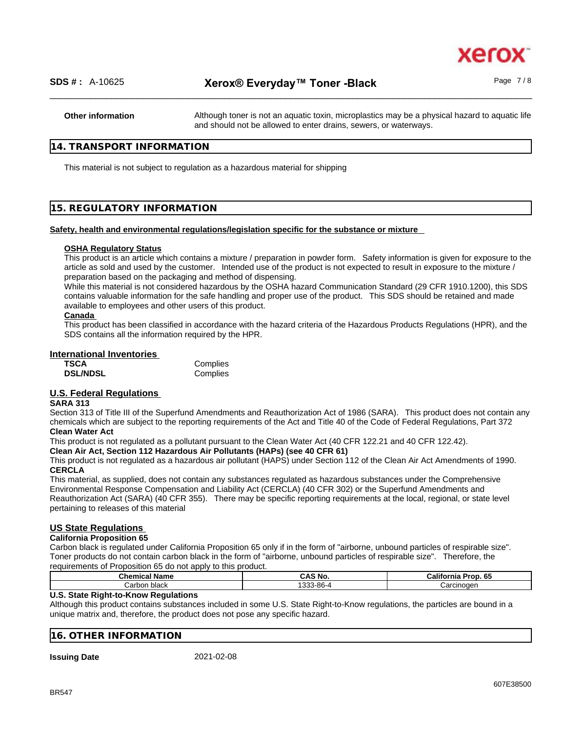**Other information** Although toner is not an aquatic toxin, microplastics may be a physical hazard to aquatic life and should not be allowed to enter drains, sewers, or waterways.

## 14. TRANSPORT INFORMATION

This material is not subject to regulation as a hazardous material for shipping

## 15. REGULATORY INFORMATION

**Safety, health and environmental regulations/legislation specific for the substance or mixture**

**OSHA Regulatory Status**

This product is an article which contains a mixture / preparation in powder form. Safety information is given for exposure to the article as sold and used by the customer. Intended use of the product is not expected to result in exposure to the mixture / preparation based on the packaging and method of dispensing.

While this material is not considered hazardous by the OSHA hazard Communication Standard (29 CFR 1910.1200), this SDS contains valuable information for the safe handling and proper use of the product. This SDS should be retained and made available to employees and other users of this product.

**Canada**

This product has been classified in accordance with the hazard criteria of the Hazardous Products Regulations (HPR), and the SDS contains all the information required by the HPR.

**International Inventories**

| | |
|---|---|
| **TSCA** | Complies |
| **DSL/NDSL** | Complies |

**U.S. Federal Regulations**

**SARA 313**

Section 313 of Title III of the Superfund Amendments and Reauthorization Act of 1986 (SARA). This product does not contain any chemicals which are subject to the reporting requirements of the Act and Title 40 of the Code of Federal Regulations, Part 372

**Clean Water Act**

This product is not regulated as a pollutant pursuant to the Clean Water Act (40 CFR 122.21 and 40 CFR 122.42).

**Clean Air Act, Section 112 Hazardous Air Pollutants (HAPs) (see 40 CFR 61)**

This product is not regulated as a hazardous air pollutant (HAPS) under Section 112 of the Clean Air Act Amendments of 1990.

**CERCLA**

This material, as supplied, does not contain any substances regulated as hazardous substances under the Comprehensive Environmental Response Compensation and Liability Act (CERCLA) (40 CFR 302) or the Superfund Amendments and Reauthorization Act (SARA) (40 CFR 355). There may be specific reporting requirements at the local, regional, or state level pertaining to releases of this material

**US State Regulations**

**California Proposition 65**

Carbon black is regulated under California Proposition 65 only if in the form of "airborne, unbound particles of respirable size". Toner products do not contain carbon black in the form of "airborne, unbound particles of respirable size". Therefore, the requirements of Proposition 65 do not apply to this product.

| Chemical Name | CAS No. | California Prop. 65 |
|---|---|---|
| Carbon black | 1333-86-4 | Carcinogen |

**U.S. State Right-to-Know Regulations**

Although this product contains substances included in some U.S. State Right-to-Know regulations, the particles are bound in a unique matrix and, therefore, the product does not pose any specific hazard.

## 16. OTHER INFORMATION

**Issuing Date** 2021-02-08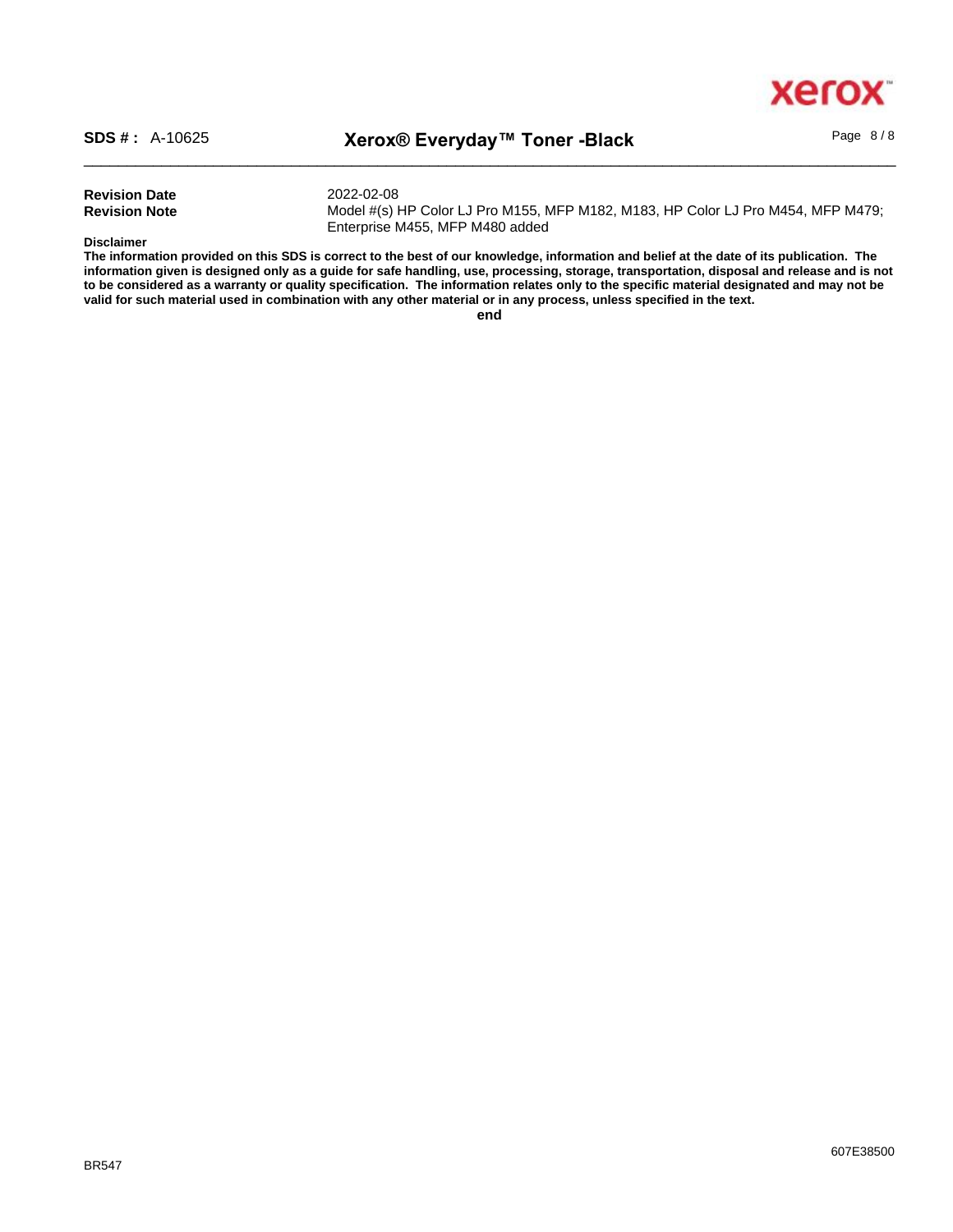**Revision Date** 2022-02-08

**Revision Note** Model #(s) HP Color LJ Pro M155, MFP M182, M183, HP Color LJ Pro M454, MFP M479; Enterprise M455, MFP M480 added

**Disclaimer**

**The information provided on this SDS is correct to the best of our knowledge, information and belief at the date of its publication. The information given is designed only as a guide for safe handling, use, processing, storage, transportation, disposal and release and is not to be considered as a warranty or quality specification. The information relates only to the specific material designated and may not be valid for such material used in combination with any other material or in any process, unless specified in the text.**

**end**